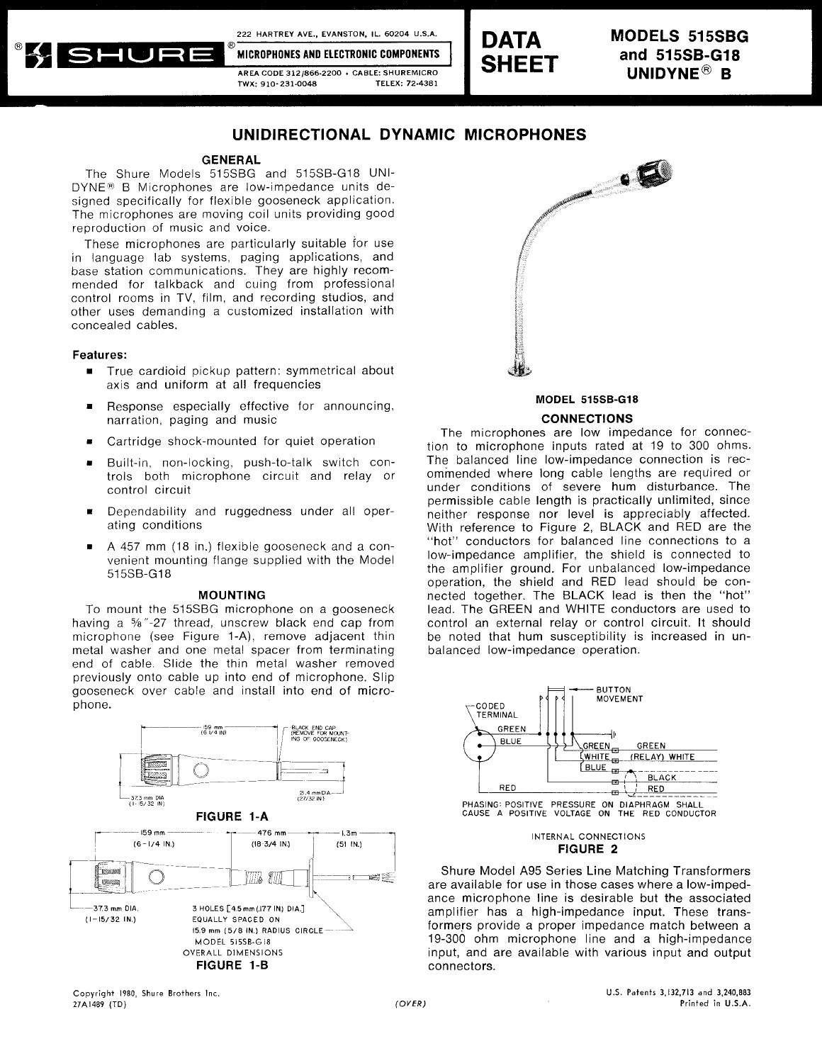SHURE®

222 HARTREY AVE., EVANSTON, IL. 60204 U.S.A.

MICROPHONES AND ELECTRONIC COMPONENTS

AREA CODE 312/866-2200 • CABLE: SHUREMICRO
TWX: 910-231-0048 TELEX: 72-4381

# DATA SHEET

# MODELS 515SBG and 515SB-G18 UNIDYNE® B

## UNIDIRECTIONAL DYNAMIC MICROPHONES

### GENERAL

The Shure Models 515SBG and 515SB-G18 UNIDYNE® B Microphones are low-impedance units designed specifically for flexible gooseneck application. The microphones are moving coil units providing good reproduction of music and voice.

These microphones are particularly suitable for use in language lab systems, paging applications, and base station communications. They are highly recommended for talkback and cuing from professional control rooms in TV, film, and recording studios, and other uses demanding a customized installation with concealed cables.

**Features:**

- True cardioid pickup pattern: symmetrical about axis and uniform at all frequencies
- Response especially effective for announcing, narration, paging and music
- Cartridge shock-mounted for quiet operation
- Built-in, non-locking, push-to-talk switch controls both microphone circuit and relay or control circuit
- Dependability and ruggedness under all operating conditions
- A 457 mm (18 in.) flexible gooseneck and a convenient mounting flange supplied with the Model 515SB-G18

### MOUNTING

To mount the 515SBG microphone on a gooseneck having a ⅝"-27 thread, unscrew black end cap from microphone (see Figure 1-A), remove adjacent thin metal washer and one metal spacer from terminating end of cable. Slide the thin metal washer removed previously onto cable up into end of microphone. Slip gooseneck over cable and install into end of microphone.

159 mm (6 1/4 IN)
BLACK END CAP (REMOVE FOR MOUNTING OF GOOSENECK)
37.3 mm DIA (1-15/32 IN)
21.4 mm DIA (27/32 IN)

**FIGURE 1-A**

159 mm (6-1/4 IN.)
476 mm (18 3/4 IN.)
1.3m (51 IN.)
37.3 mm DIA. (1-15/32 IN.)
3 HOLES [4.5 mm (.177 IN) DIA.] EQUALLY SPACED ON 15.9 mm (5/8 IN.) RADIUS CIRCLE
MODEL 515SB-G18
OVERALL DIMENSIONS

**FIGURE 1-B**

MODEL 515SB-G18

### CONNECTIONS

The microphones are low impedance for connection to microphone inputs rated at 19 to 300 ohms. The balanced line low-impedance connection is recommended where long cable lengths are required or under conditions of severe hum disturbance. The permissible cable length is practically unlimited, since neither response nor level is appreciably affected. With reference to Figure 2, BLACK and RED are the "hot" conductors for balanced line connections to a low-impedance amplifier, the shield is connected to the amplifier ground. For unbalanced low-impedance operation, the shield and RED lead should be connected together. The BLACK lead is then the "hot" lead. The GREEN and WHITE conductors are used to control an external relay or control circuit. It should be noted that hum susceptibility is increased in unbalanced low-impedance operation.

BUTTON MOVEMENT
CODED TERMINAL
GREEN
BLUE
GREEN
WHITE
BLUE
GREEN
(RELAY) WHITE
BLACK
RED
RED

PHASING: POSITIVE PRESSURE ON DIAPHRAGM SHALL CAUSE A POSITIVE VOLTAGE ON THE RED CONDUCTOR

INTERNAL CONNECTIONS

**FIGURE 2**

Shure Model A95 Series Line Matching Transformers are available for use in those cases where a low-impedance microphone line is desirable but the associated amplifier has a high-impedance input. These transformers provide a proper impedance match between a 19-300 ohm microphone line and a high-impedance input, and are available with various input and output connectors.

Copyright 1980, Shure Brothers Inc.
27A1489 (TD)

(OVER)

U.S. Patents 3,132,713 and 3,240,883
Printed in U.S.A.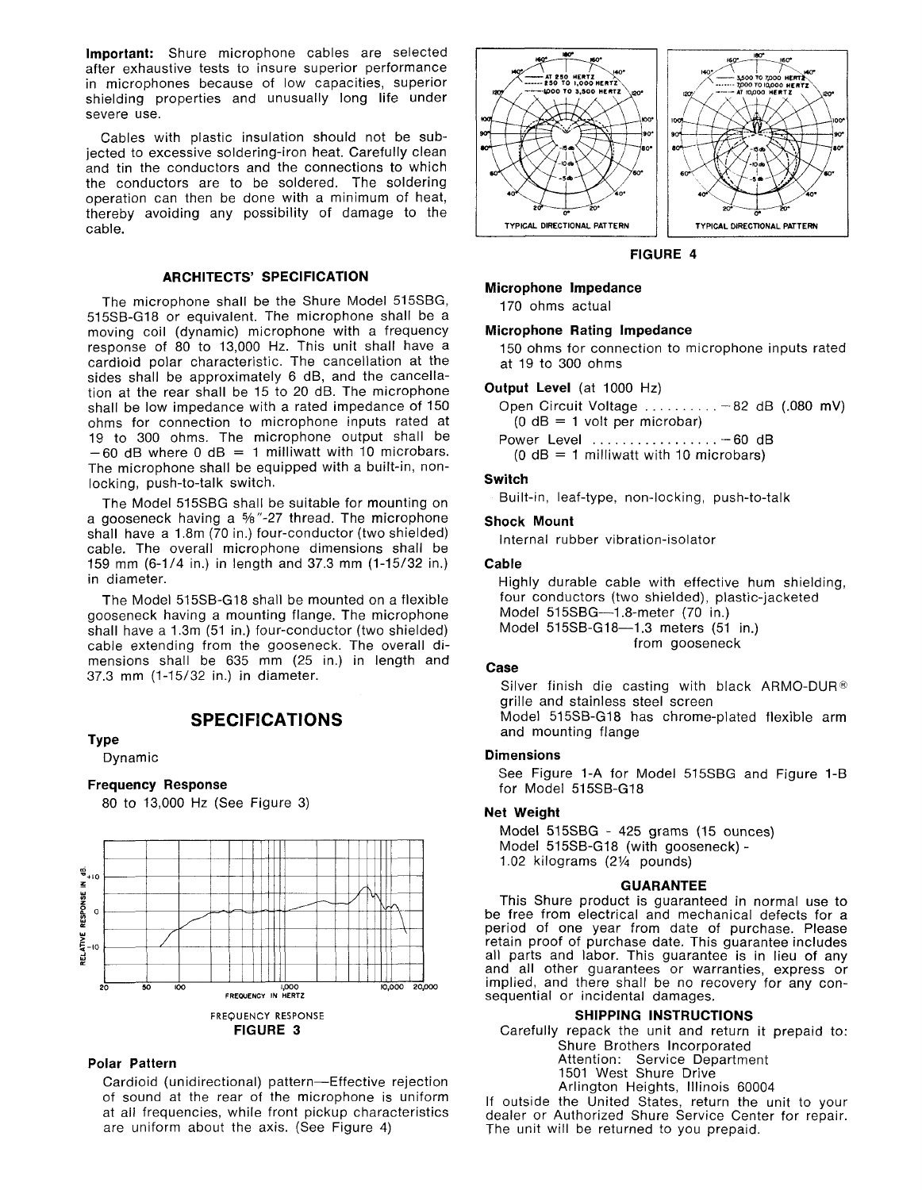**Important:** Shure microphone cables are selected after exhaustive tests to insure superior performance in microphones because of low capacities, superior shielding properties and unusually long life under severe use.

Cables with plastic insulation should not be subjected to excessive soldering-iron heat. Carefully clean and tin the conductors and the connections to which the conductors are to be soldered. The soldering operation can then be done with a minimum of heat, thereby avoiding any possibility of damage to the cable.

### ARCHITECTS' SPECIFICATION

The microphone shall be the Shure Model 515SBG, 515SB-G18 or equivalent. The microphone shall be a moving coil (dynamic) microphone with a frequency response of 80 to 13,000 Hz. This unit shall have a cardioid polar characteristic. The cancellation at the sides shall be approximately 6 dB, and the cancellation at the rear shall be 15 to 20 dB. The microphone shall be low impedance with a rated impedance of 150 ohms for connection to microphone inputs rated at 19 to 300 ohms. The microphone output shall be −60 dB where 0 dB = 1 milliwatt with 10 microbars. The microphone shall be equipped with a built-in, non-locking, push-to-talk switch.

The Model 515SBG shall be suitable for mounting on a gooseneck having a ⅝"-27 thread. The microphone shall have a 1.8m (70 in.) four-conductor (two shielded) cable. The overall microphone dimensions shall be 159 mm (6-1/4 in.) in length and 37.3 mm (1-15/32 in.) in diameter.

The Model 515SB-G18 shall be mounted on a flexible gooseneck having a mounting flange. The microphone shall have a 1.3m (51 in.) four-conductor (two shielded) cable extending from the gooseneck. The overall dimensions shall be 635 mm (25 in.) in length and 37.3 mm (1-15/32 in.) in diameter.

## SPECIFICATIONS

**Type**
Dynamic

**Frequency Response**
80 to 13,000 Hz (See Figure 3)

RELATIVE RESPONSE IN dB
+10
0
−10
20 50 100 1,000 10,000 20,000
FREQUENCY IN HERTZ

FREQUENCY RESPONSE
**FIGURE 3**

**Polar Pattern**
Cardioid (unidirectional) pattern—Effective rejection of sound at the rear of the microphone is uniform at all frequencies, while front pickup characteristics are uniform about the axis. (See Figure 4)

180° 160° 160° 140° 140° 120° 120° 100° 100° 90° 90° 80° 80° 60° 60° 40° 40° 20° 0° 20°
AT 250 HERTZ
250 TO 1,000 HERTZ
1,000 TO 3,500 HERTZ
-15db -10db -5db
TYPICAL DIRECTIONAL PATTERN

180° 160° 160° 140° 140° 120° 120° 100° 100° 90° 90° 80° 80° 60° 60° 40° 40° 20° 0° 20°
3,500 TO 7,000 HERTZ
7,000 TO 10,000 HERTZ
AT 10,000 HERTZ
-15db -10db -5db
TYPICAL DIRECTIONAL PATTERN

**FIGURE 4**

**Microphone Impedance**
170 ohms actual

**Microphone Rating Impedance**
150 ohms for connection to microphone inputs rated at 19 to 300 ohms

**Output Level** (at 1000 Hz)
Open Circuit Voltage .......... −82 dB (.080 mV)
(0 dB = 1 volt per microbar)
Power Level ................ −60 dB
(0 dB = 1 milliwatt with 10 microbars)

**Switch**
Built-in, leaf-type, non-locking, push-to-talk

**Shock Mount**
Internal rubber vibration-isolator

**Cable**
Highly durable cable with effective hum shielding, four conductors (two shielded), plastic-jacketed
Model 515SBG—1.8-meter (70 in.)
Model 515SB-G18—1.3 meters (51 in.) from gooseneck

**Case**
Silver finish die casting with black ARMO-DUR® grille and stainless steel screen
Model 515SB-G18 has chrome-plated flexible arm and mounting flange

**Dimensions**
See Figure 1-A for Model 515SBG and Figure 1-B for Model 515SB-G18

**Net Weight**
Model 515SBG - 425 grams (15 ounces)
Model 515SB-G18 (with gooseneck) - 1.02 kilograms (2¼ pounds)

### GUARANTEE

This Shure product is guaranteed in normal use to be free from electrical and mechanical defects for a period of one year from date of purchase. Please retain proof of purchase date. This guarantee includes all parts and labor. This guarantee is in lieu of any and all other guarantees or warranties, express or implied, and there shall be no recovery for any consequential or incidental damages.

### SHIPPING INSTRUCTIONS

Carefully repack the unit and return it prepaid to:
Shure Brothers Incorporated
Attention: Service Department
1501 West Shure Drive
Arlington Heights, Illinois 60004

If outside the United States, return the unit to your dealer or Authorized Shure Service Center for repair. The unit will be returned to you prepaid.